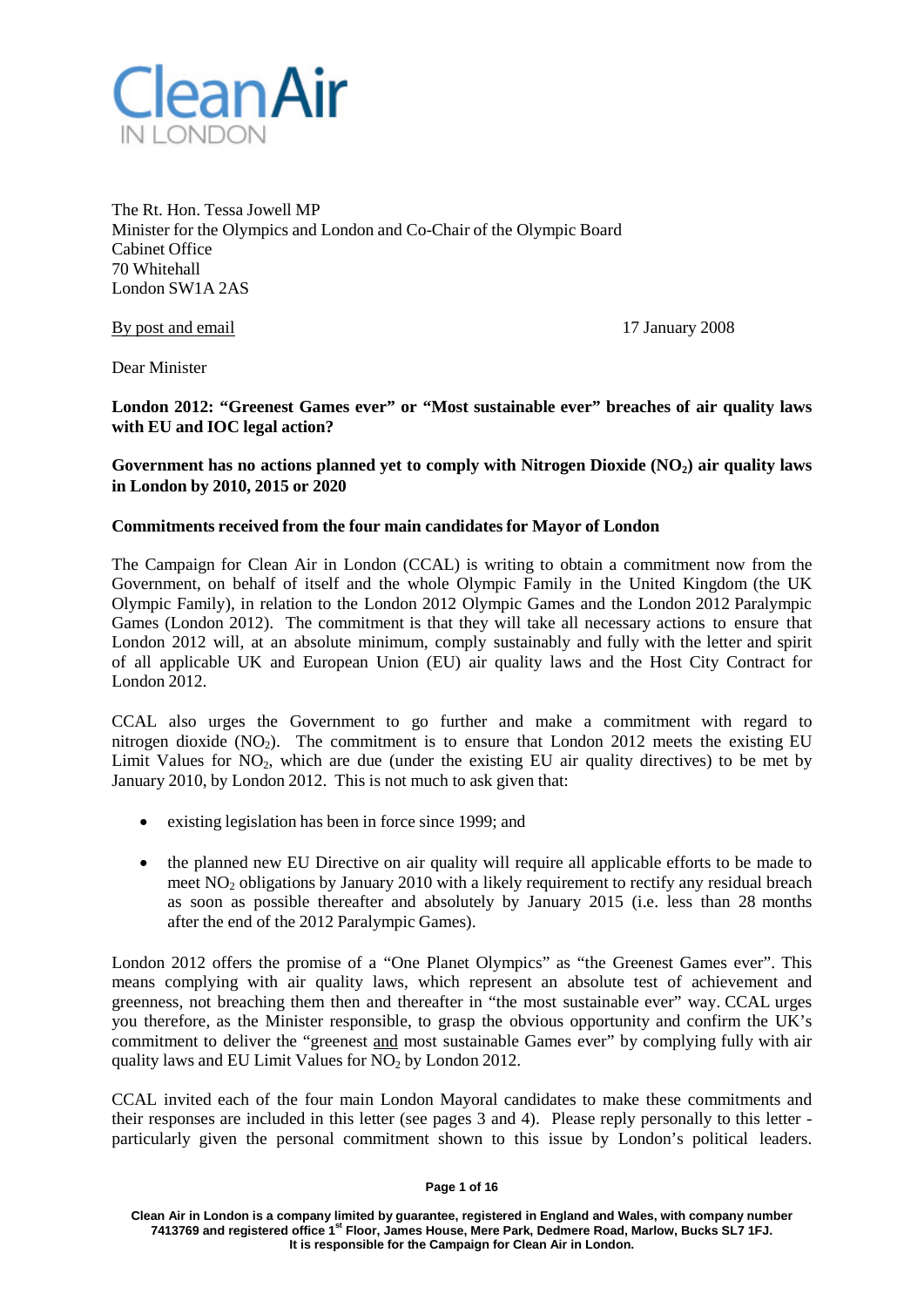Clean Air
IN LONDON

The Rt. Hon. Tessa Jowell MP
Minister for the Olympics and London and Co-Chair of the Olympic Board
Cabinet Office
70 Whitehall
London SW1A 2AS

By post and email

17 January 2008

Dear Minister

**London 2012: "Greenest Games ever" or "Most sustainable ever" breaches of air quality laws with EU and IOC legal action?**

**Government has no actions planned yet to comply with Nitrogen Dioxide ($NO_2$) air quality laws in London by 2010, 2015 or 2020**

**Commitments received from the four main candidates for Mayor of London**

The Campaign for Clean Air in London (CCAL) is writing to obtain a commitment now from the Government, on behalf of itself and the whole Olympic Family in the United Kingdom (the UK Olympic Family), in relation to the London 2012 Olympic Games and the London 2012 Paralympic Games (London 2012). The commitment is that they will take all necessary actions to ensure that London 2012 will, at an absolute minimum, comply sustainably and fully with the letter and spirit of all applicable UK and European Union (EU) air quality laws and the Host City Contract for London 2012.

CCAL also urges the Government to go further and make a commitment with regard to nitrogen dioxide ($NO_2$). The commitment is to ensure that London 2012 meets the existing EU Limit Values for $NO_2$, which are due (under the existing EU air quality directives) to be met by January 2010, by London 2012. This is not much to ask given that:

- existing legislation has been in force since 1999; and
- the planned new EU Directive on air quality will require all applicable efforts to be made to meet $NO_2$ obligations by January 2010 with a likely requirement to rectify any residual breach as soon as possible thereafter and absolutely by January 2015 (i.e. less than 28 months after the end of the 2012 Paralympic Games).

London 2012 offers the promise of a "One Planet Olympics" as "the Greenest Games ever". This means complying with air quality laws, which represent an absolute test of achievement and greenness, not breaching them then and thereafter in "the most sustainable ever" way. CCAL urges you therefore, as the Minister responsible, to grasp the obvious opportunity and confirm the UK's commitment to deliver the "greenest and most sustainable Games ever" by complying fully with air quality laws and EU Limit Values for $NO_2$ by London 2012.

CCAL invited each of the four main London Mayoral candidates to make these commitments and their responses are included in this letter (see pages 3 and 4). Please reply personally to this letter - particularly given the personal commitment shown to this issue by London's political leaders.

Clean Air in London is a company limited by guarantee, registered in England and Wales, with company number 7413769 and registered office 1st Floor, James House, Mere Park, Dedmere Road, Marlow, Bucks SL7 1FJ. It is responsible for the Campaign for Clean Air in London.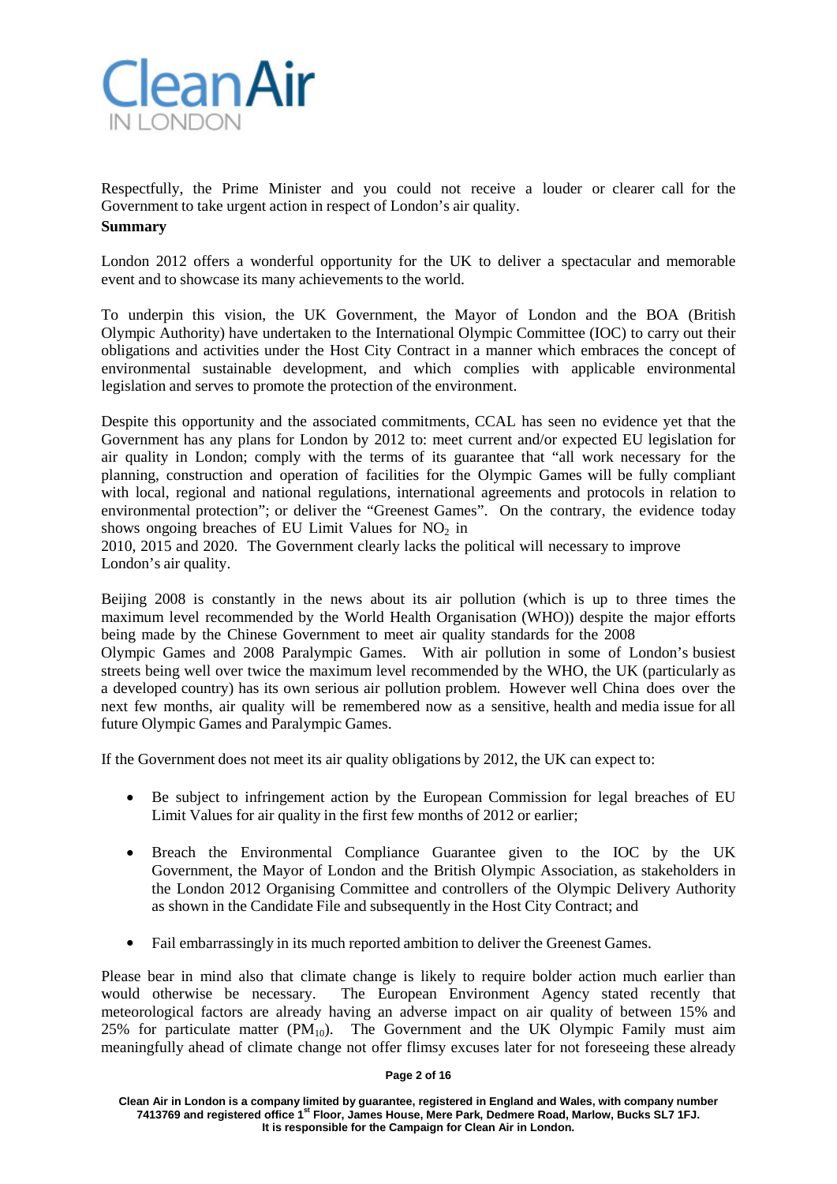Respectfully, the Prime Minister and you could not receive a louder or clearer call for the Government to take urgent action in respect of London's air quality.

**Summary**

London 2012 offers a wonderful opportunity for the UK to deliver a spectacular and memorable event and to showcase its many achievements to the world.

To underpin this vision, the UK Government, the Mayor of London and the BOA (British Olympic Authority) have undertaken to the International Olympic Committee (IOC) to carry out their obligations and activities under the Host City Contract in a manner which embraces the concept of environmental sustainable development, and which complies with applicable environmental legislation and serves to promote the protection of the environment.

Despite this opportunity and the associated commitments, CCAL has seen no evidence yet that the Government has any plans for London by 2012 to: meet current and/or expected EU legislation for air quality in London; comply with the terms of its guarantee that "all work necessary for the planning, construction and operation of facilities for the Olympic Games will be fully compliant with local, regional and national regulations, international agreements and protocols in relation to environmental protection"; or deliver the "Greenest Games". On the contrary, the evidence today shows ongoing breaches of EU Limit Values for $NO_2$ in 2010, 2015 and 2020. The Government clearly lacks the political will necessary to improve London's air quality.

Beijing 2008 is constantly in the news about its air pollution (which is up to three times the maximum level recommended by the World Health Organisation (WHO)) despite the major efforts being made by the Chinese Government to meet air quality standards for the 2008 Olympic Games and 2008 Paralympic Games. With air pollution in some of London's busiest streets being well over twice the maximum level recommended by the WHO, the UK (particularly as a developed country) has its own serious air pollution problem. However well China does over the next few months, air quality will be remembered now as a sensitive, health and media issue for all future Olympic Games and Paralympic Games.

If the Government does not meet its air quality obligations by 2012, the UK can expect to:

- Be subject to infringement action by the European Commission for legal breaches of EU Limit Values for air quality in the first few months of 2012 or earlier;
- Breach the Environmental Compliance Guarantee given to the IOC by the UK Government, the Mayor of London and the British Olympic Association, as stakeholders in the London 2012 Organising Committee and controllers of the Olympic Delivery Authority as shown in the Candidate File and subsequently in the Host City Contract; and
- Fail embarrassingly in its much reported ambition to deliver the Greenest Games.

Please bear in mind also that climate change is likely to require bolder action much earlier than would otherwise be necessary. The European Environment Agency stated recently that meteorological factors are already having an adverse impact on air quality of between 15% and 25% for particulate matter ($PM_{10}$). The Government and the UK Olympic Family must aim meaningfully ahead of climate change not offer flimsy excuses later for not foreseeing these already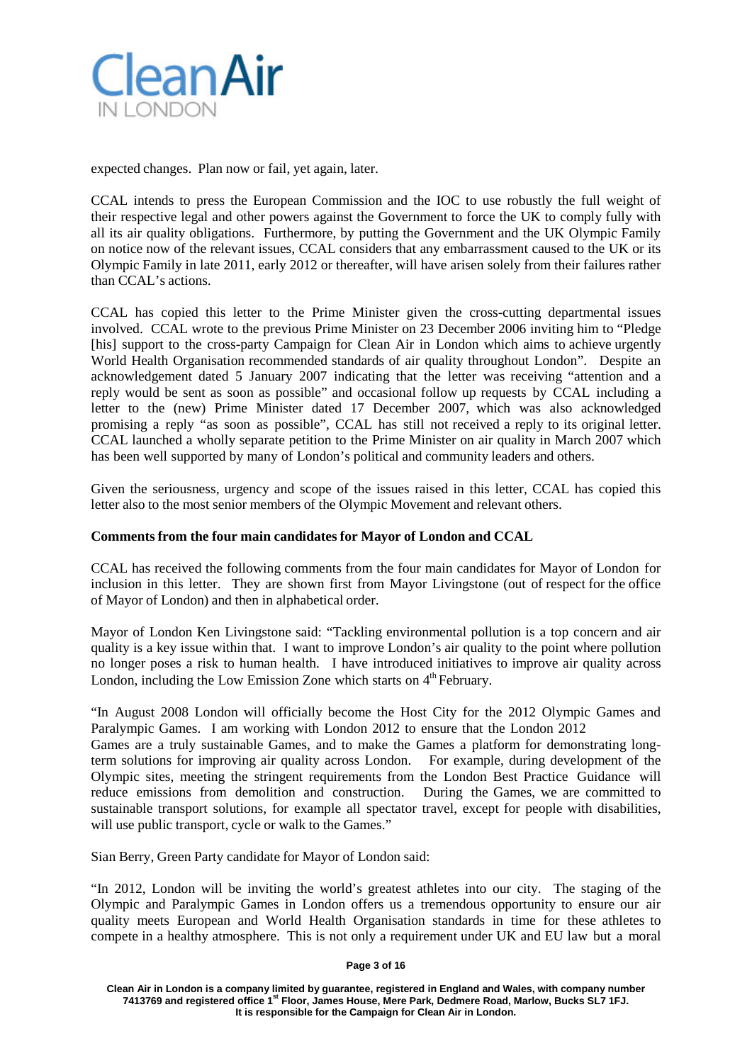expected changes. Plan now or fail, yet again, later.

CCAL intends to press the European Commission and the IOC to use robustly the full weight of their respective legal and other powers against the Government to force the UK to comply fully with all its air quality obligations. Furthermore, by putting the Government and the UK Olympic Family on notice now of the relevant issues, CCAL considers that any embarrassment caused to the UK or its Olympic Family in late 2011, early 2012 or thereafter, will have arisen solely from their failures rather than CCAL's actions.

CCAL has copied this letter to the Prime Minister given the cross-cutting departmental issues involved. CCAL wrote to the previous Prime Minister on 23 December 2006 inviting him to "Pledge [his] support to the cross-party Campaign for Clean Air in London which aims to achieve urgently World Health Organisation recommended standards of air quality throughout London". Despite an acknowledgement dated 5 January 2007 indicating that the letter was receiving "attention and a reply would be sent as soon as possible" and occasional follow up requests by CCAL including a letter to the (new) Prime Minister dated 17 December 2007, which was also acknowledged promising a reply "as soon as possible", CCAL has still not received a reply to its original letter. CCAL launched a wholly separate petition to the Prime Minister on air quality in March 2007 which has been well supported by many of London's political and community leaders and others.

Given the seriousness, urgency and scope of the issues raised in this letter, CCAL has copied this letter also to the most senior members of the Olympic Movement and relevant others.

**Comments from the four main candidates for Mayor of London and CCAL**

CCAL has received the following comments from the four main candidates for Mayor of London for inclusion in this letter. They are shown first from Mayor Livingstone (out of respect for the office of Mayor of London) and then in alphabetical order.

Mayor of London Ken Livingstone said: "Tackling environmental pollution is a top concern and air quality is a key issue within that. I want to improve London's air quality to the point where pollution no longer poses a risk to human health. I have introduced initiatives to improve air quality across London, including the Low Emission Zone which starts on 4th February.

"In August 2008 London will officially become the Host City for the 2012 Olympic Games and Paralympic Games. I am working with London 2012 to ensure that the London 2012 Games are a truly sustainable Games, and to make the Games a platform for demonstrating long-term solutions for improving air quality across London. For example, during development of the Olympic sites, meeting the stringent requirements from the London Best Practice Guidance will reduce emissions from demolition and construction. During the Games, we are committed to sustainable transport solutions, for example all spectator travel, except for people with disabilities, will use public transport, cycle or walk to the Games."

Sian Berry, Green Party candidate for Mayor of London said:

"In 2012, London will be inviting the world's greatest athletes into our city. The staging of the Olympic and Paralympic Games in London offers us a tremendous opportunity to ensure our air quality meets European and World Health Organisation standards in time for these athletes to compete in a healthy atmosphere. This is not only a requirement under UK and EU law but a moral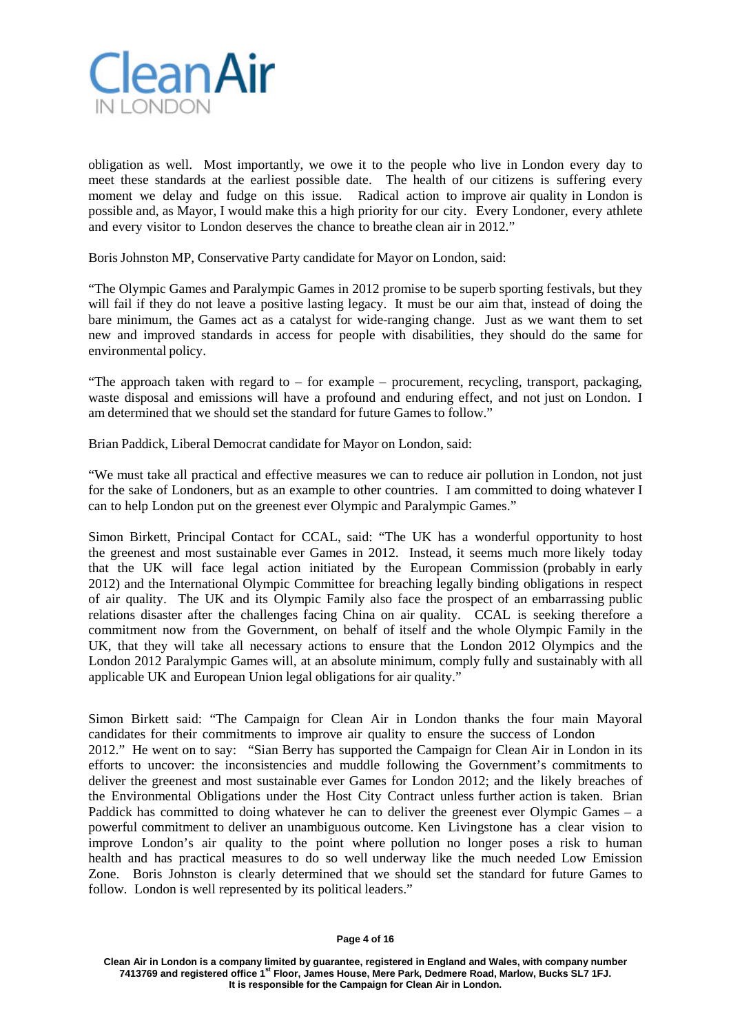obligation as well. Most importantly, we owe it to the people who live in London every day to meet these standards at the earliest possible date. The health of our citizens is suffering every moment we delay and fudge on this issue. Radical action to improve air quality in London is possible and, as Mayor, I would make this a high priority for our city. Every Londoner, every athlete and every visitor to London deserves the chance to breathe clean air in 2012."

Boris Johnston MP, Conservative Party candidate for Mayor on London, said:

"The Olympic Games and Paralympic Games in 2012 promise to be superb sporting festivals, but they will fail if they do not leave a positive lasting legacy. It must be our aim that, instead of doing the bare minimum, the Games act as a catalyst for wide-ranging change. Just as we want them to set new and improved standards in access for people with disabilities, they should do the same for environmental policy.

"The approach taken with regard to – for example – procurement, recycling, transport, packaging, waste disposal and emissions will have a profound and enduring effect, and not just on London. I am determined that we should set the standard for future Games to follow."

Brian Paddick, Liberal Democrat candidate for Mayor on London, said:

"We must take all practical and effective measures we can to reduce air pollution in London, not just for the sake of Londoners, but as an example to other countries. I am committed to doing whatever I can to help London put on the greenest ever Olympic and Paralympic Games."

Simon Birkett, Principal Contact for CCAL, said: "The UK has a wonderful opportunity to host the greenest and most sustainable ever Games in 2012. Instead, it seems much more likely today that the UK will face legal action initiated by the European Commission (probably in early 2012) and the International Olympic Committee for breaching legally binding obligations in respect of air quality. The UK and its Olympic Family also face the prospect of an embarrassing public relations disaster after the challenges facing China on air quality. CCAL is seeking therefore a commitment now from the Government, on behalf of itself and the whole Olympic Family in the UK, that they will take all necessary actions to ensure that the London 2012 Olympics and the London 2012 Paralympic Games will, at an absolute minimum, comply fully and sustainably with all applicable UK and European Union legal obligations for air quality."

Simon Birkett said: "The Campaign for Clean Air in London thanks the four main Mayoral candidates for their commitments to improve air quality to ensure the success of London 2012." He went on to say: "Sian Berry has supported the Campaign for Clean Air in London in its efforts to uncover: the inconsistencies and muddle following the Government's commitments to deliver the greenest and most sustainable ever Games for London 2012; and the likely breaches of the Environmental Obligations under the Host City Contract unless further action is taken. Brian Paddick has committed to doing whatever he can to deliver the greenest ever Olympic Games – a powerful commitment to deliver an unambiguous outcome. Ken Livingstone has a clear vision to improve London's air quality to the point where pollution no longer poses a risk to human health and has practical measures to do so well underway like the much needed Low Emission Zone. Boris Johnston is clearly determined that we should set the standard for future Games to follow. London is well represented by its political leaders."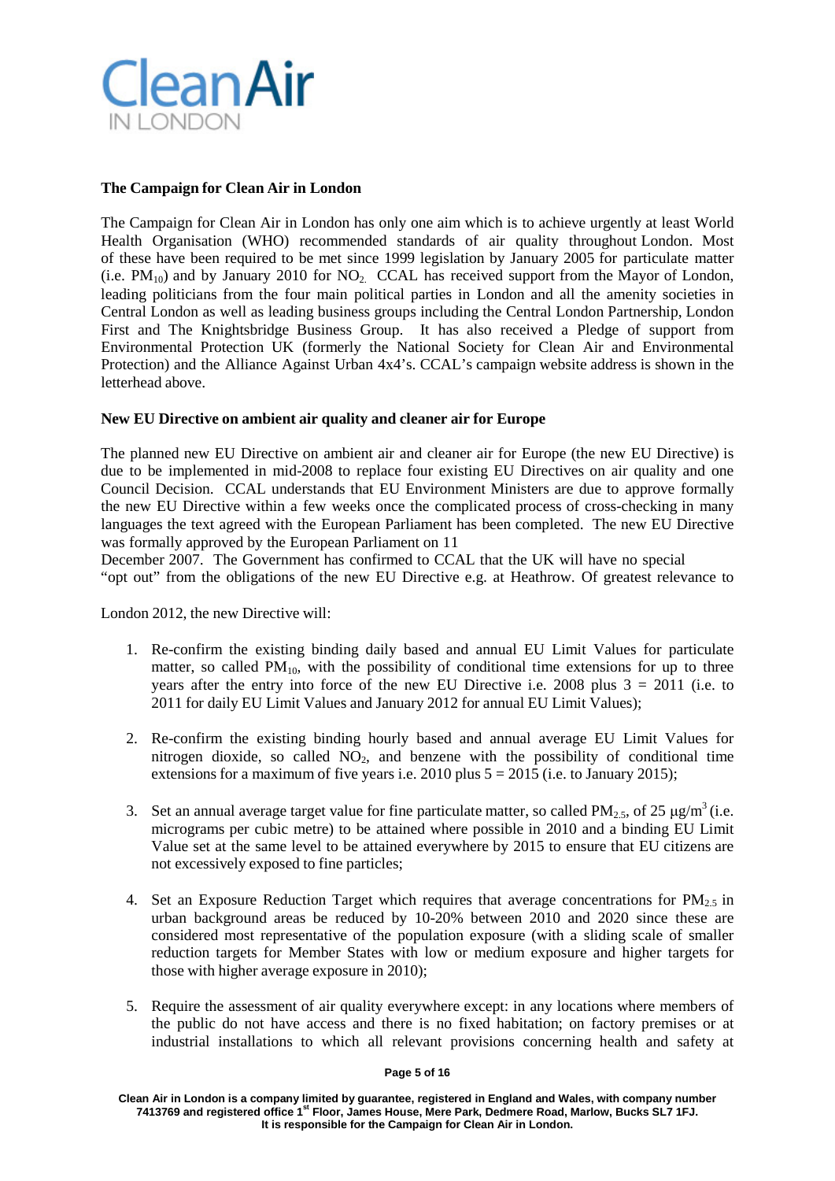# Clean Air IN LONDON

**The Campaign for Clean Air in London**

The Campaign for Clean Air in London has only one aim which is to achieve urgently at least World Health Organisation (WHO) recommended standards of air quality throughout London. Most of these have been required to be met since 1999 legislation by January 2005 for particulate matter (i.e. $PM_{10}$) and by January 2010 for $NO_2$. CCAL has received support from the Mayor of London, leading politicians from the four main political parties in London and all the amenity societies in Central London as well as leading business groups including the Central London Partnership, London First and The Knightsbridge Business Group. It has also received a Pledge of support from Environmental Protection UK (formerly the National Society for Clean Air and Environmental Protection) and the Alliance Against Urban 4x4's. CCAL's campaign website address is shown in the letterhead above.

**New EU Directive on ambient air quality and cleaner air for Europe**

The planned new EU Directive on ambient air and cleaner air for Europe (the new EU Directive) is due to be implemented in mid-2008 to replace four existing EU Directives on air quality and one Council Decision. CCAL understands that EU Environment Ministers are due to approve formally the new EU Directive within a few weeks once the complicated process of cross-checking in many languages the text agreed with the European Parliament has been completed. The new EU Directive was formally approved by the European Parliament on 11 December 2007. The Government has confirmed to CCAL that the UK will have no special "opt out" from the obligations of the new EU Directive e.g. at Heathrow. Of greatest relevance to London 2012, the new Directive will:

1. Re-confirm the existing binding daily based and annual EU Limit Values for particulate matter, so called $PM_{10}$, with the possibility of conditional time extensions for up to three years after the entry into force of the new EU Directive i.e. 2008 plus 3 = 2011 (i.e. to 2011 for daily EU Limit Values and January 2012 for annual EU Limit Values);

2. Re-confirm the existing binding hourly based and annual average EU Limit Values for nitrogen dioxide, so called $NO_2$, and benzene with the possibility of conditional time extensions for a maximum of five years i.e. 2010 plus 5 = 2015 (i.e. to January 2015);

3. Set an annual average target value for fine particulate matter, so called $PM_{2.5}$, of 25 $\mu g/m^3$ (i.e. micrograms per cubic metre) to be attained where possible in 2010 and a binding EU Limit Value set at the same level to be attained everywhere by 2015 to ensure that EU citizens are not excessively exposed to fine particles;

4. Set an Exposure Reduction Target which requires that average concentrations for $PM_{2.5}$ in urban background areas be reduced by 10-20% between 2010 and 2020 since these are considered most representative of the population exposure (with a sliding scale of smaller reduction targets for Member States with low or medium exposure and higher targets for those with higher average exposure in 2010);

5. Require the assessment of air quality everywhere except: in any locations where members of the public do not have access and there is no fixed habitation; on factory premises or at industrial installations to which all relevant provisions concerning health and safety at

Clean Air in London is a company limited by guarantee, registered in England and Wales, with company number 7413769 and registered office 1st Floor, James House, Mere Park, Dedmere Road, Marlow, Bucks SL7 1FJ. It is responsible for the Campaign for Clean Air in London.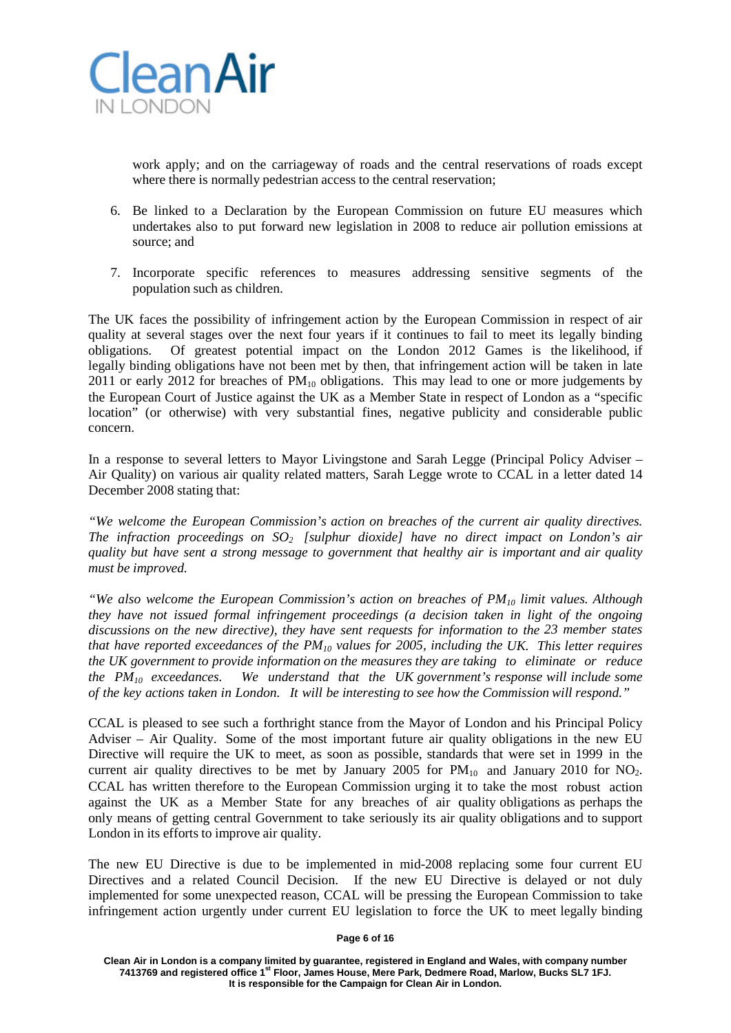work apply; and on the carriageway of roads and the central reservations of roads except where there is normally pedestrian access to the central reservation;

6. Be linked to a Declaration by the European Commission on future EU measures which undertakes also to put forward new legislation in 2008 to reduce air pollution emissions at source; and

7. Incorporate specific references to measures addressing sensitive segments of the population such as children.

The UK faces the possibility of infringement action by the European Commission in respect of air quality at several stages over the next four years if it continues to fail to meet its legally binding obligations. Of greatest potential impact on the London 2012 Games is the likelihood, if legally binding obligations have not been met by then, that infringement action will be taken in late 2011 or early 2012 for breaches of $PM_{10}$ obligations. This may lead to one or more judgements by the European Court of Justice against the UK as a Member State in respect of London as a "specific location" (or otherwise) with very substantial fines, negative publicity and considerable public concern.

In a response to several letters to Mayor Livingstone and Sarah Legge (Principal Policy Adviser – Air Quality) on various air quality related matters, Sarah Legge wrote to CCAL in a letter dated 14 December 2008 stating that:

*"We welcome the European Commission's action on breaches of the current air quality directives. The infraction proceedings on $SO_2$ [sulphur dioxide] have no direct impact on London's air quality but have sent a strong message to government that healthy air is important and air quality must be improved.*

*"We also welcome the European Commission's action on breaches of $PM_{10}$ limit values. Although they have not issued formal infringement proceedings (a decision taken in light of the ongoing discussions on the new directive), they have sent requests for information to the 23 member states that have reported exceedances of the $PM_{10}$ values for 2005, including the UK. This letter requires the UK government to provide information on the measures they are taking to eliminate or reduce the $PM_{10}$ exceedances. We understand that the UK government's response will include some of the key actions taken in London. It will be interesting to see how the Commission will respond."*

CCAL is pleased to see such a forthright stance from the Mayor of London and his Principal Policy Adviser – Air Quality. Some of the most important future air quality obligations in the new EU Directive will require the UK to meet, as soon as possible, standards that were set in 1999 in the current air quality directives to be met by January 2005 for $PM_{10}$ and January 2010 for $NO_2$. CCAL has written therefore to the European Commission urging it to take the most robust action against the UK as a Member State for any breaches of air quality obligations as perhaps the only means of getting central Government to take seriously its air quality obligations and to support London in its efforts to improve air quality.

The new EU Directive is due to be implemented in mid-2008 replacing some four current EU Directives and a related Council Decision. If the new EU Directive is delayed or not duly implemented for some unexpected reason, CCAL will be pressing the European Commission to take infringement action urgently under current EU legislation to force the UK to meet legally binding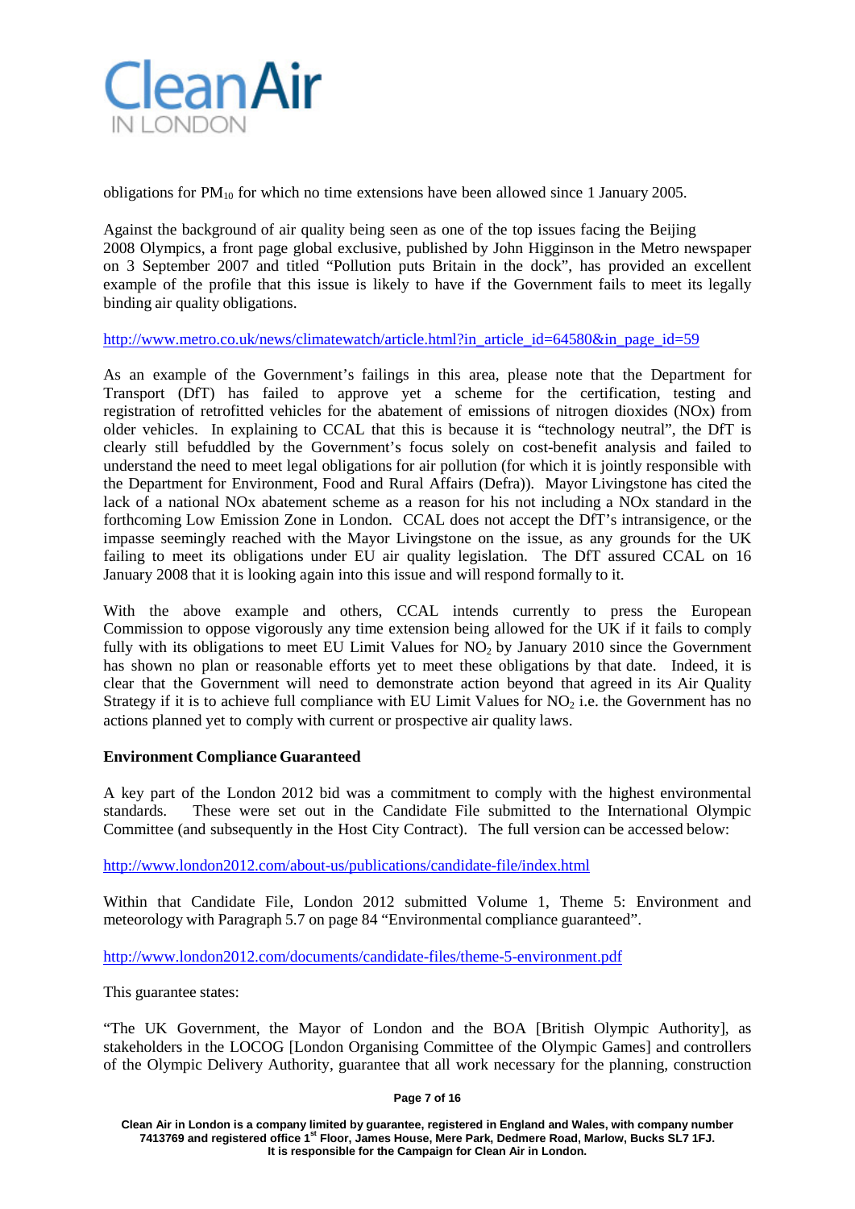obligations for $PM_{10}$ for which no time extensions have been allowed since 1 January 2005.

Against the background of air quality being seen as one of the top issues facing the Beijing 2008 Olympics, a front page global exclusive, published by John Higginson in the Metro newspaper on 3 September 2007 and titled "Pollution puts Britain in the dock", has provided an excellent example of the profile that this issue is likely to have if the Government fails to meet its legally binding air quality obligations.

http://www.metro.co.uk/news/climatewatch/article.html?in_article_id=64580&in_page_id=59

As an example of the Government's failings in this area, please note that the Department for Transport (DfT) has failed to approve yet a scheme for the certification, testing and registration of retrofitted vehicles for the abatement of emissions of nitrogen dioxides (NOx) from older vehicles. In explaining to CCAL that this is because it is "technology neutral", the DfT is clearly still befuddled by the Government's focus solely on cost-benefit analysis and failed to understand the need to meet legal obligations for air pollution (for which it is jointly responsible with the Department for Environment, Food and Rural Affairs (Defra)). Mayor Livingstone has cited the lack of a national NOx abatement scheme as a reason for his not including a NOx standard in the forthcoming Low Emission Zone in London. CCAL does not accept the DfT's intransigence, or the impasse seemingly reached with the Mayor Livingstone on the issue, as any grounds for the UK failing to meet its obligations under EU air quality legislation. The DfT assured CCAL on 16 January 2008 that it is looking again into this issue and will respond formally to it.

With the above example and others, CCAL intends currently to press the European Commission to oppose vigorously any time extension being allowed for the UK if it fails to comply fully with its obligations to meet EU Limit Values for $NO_2$ by January 2010 since the Government has shown no plan or reasonable efforts yet to meet these obligations by that date. Indeed, it is clear that the Government will need to demonstrate action beyond that agreed in its Air Quality Strategy if it is to achieve full compliance with EU Limit Values for $NO_2$ i.e. the Government has no actions planned yet to comply with current or prospective air quality laws.

**Environment Compliance Guaranteed**

A key part of the London 2012 bid was a commitment to comply with the highest environmental standards. These were set out in the Candidate File submitted to the International Olympic Committee (and subsequently in the Host City Contract). The full version can be accessed below:

http://www.london2012.com/about-us/publications/candidate-file/index.html

Within that Candidate File, London 2012 submitted Volume 1, Theme 5: Environment and meteorology with Paragraph 5.7 on page 84 "Environmental compliance guaranteed".

http://www.london2012.com/documents/candidate-files/theme-5-environment.pdf

This guarantee states:

"The UK Government, the Mayor of London and the BOA [British Olympic Authority], as stakeholders in the LOCOG [London Organising Committee of the Olympic Games] and controllers of the Olympic Delivery Authority, guarantee that all work necessary for the planning, construction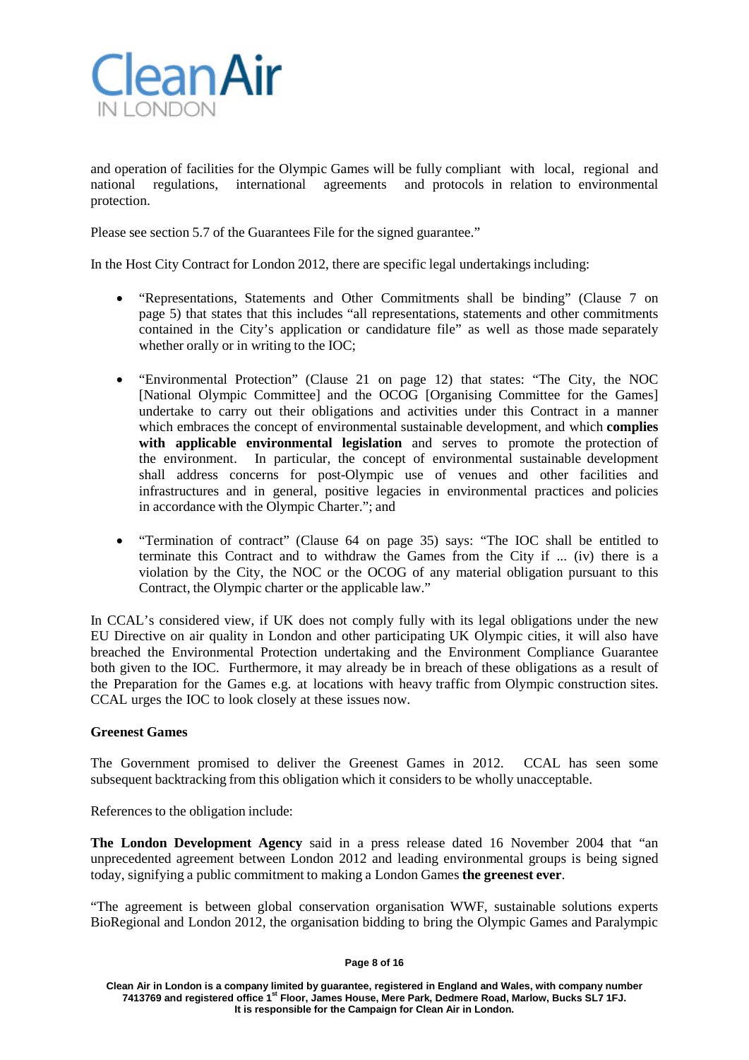and operation of facilities for the Olympic Games will be fully compliant with local, regional and national regulations, international agreements and protocols in relation to environmental protection.

Please see section 5.7 of the Guarantees File for the signed guarantee."

In the Host City Contract for London 2012, there are specific legal undertakings including:

- "Representations, Statements and Other Commitments shall be binding" (Clause 7 on page 5) that states that this includes "all representations, statements and other commitments contained in the City's application or candidature file" as well as those made separately whether orally or in writing to the IOC;

- "Environmental Protection" (Clause 21 on page 12) that states: "The City, the NOC [National Olympic Committee] and the OCOG [Organising Committee for the Games] undertake to carry out their obligations and activities under this Contract in a manner which embraces the concept of environmental sustainable development, and which **complies with applicable environmental legislation** and serves to promote the protection of the environment. In particular, the concept of environmental sustainable development shall address concerns for post-Olympic use of venues and other facilities and infrastructures and in general, positive legacies in environmental practices and policies in accordance with the Olympic Charter."; and

- "Termination of contract" (Clause 64 on page 35) says: "The IOC shall be entitled to terminate this Contract and to withdraw the Games from the City if ... (iv) there is a violation by the City, the NOC or the OCOG of any material obligation pursuant to this Contract, the Olympic charter or the applicable law."

In CCAL's considered view, if UK does not comply fully with its legal obligations under the new EU Directive on air quality in London and other participating UK Olympic cities, it will also have breached the Environmental Protection undertaking and the Environment Compliance Guarantee both given to the IOC. Furthermore, it may already be in breach of these obligations as a result of the Preparation for the Games e.g. at locations with heavy traffic from Olympic construction sites. CCAL urges the IOC to look closely at these issues now.

**Greenest Games**

The Government promised to deliver the Greenest Games in 2012. CCAL has seen some subsequent backtracking from this obligation which it considers to be wholly unacceptable.

References to the obligation include:

**The London Development Agency** said in a press release dated 16 November 2004 that "an unprecedented agreement between London 2012 and leading environmental groups is being signed today, signifying a public commitment to making a London Games **the greenest ever**.

"The agreement is between global conservation organisation WWF, sustainable solutions experts BioRegional and London 2012, the organisation bidding to bring the Olympic Games and Paralympic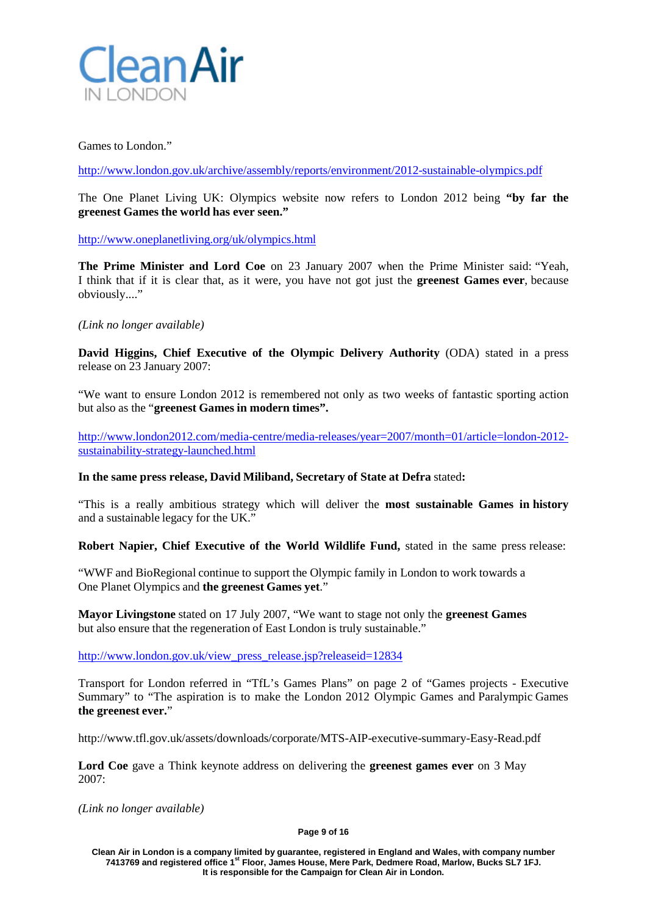Games to London."

http://www.london.gov.uk/archive/assembly/reports/environment/2012-sustainable-olympics.pdf

The One Planet Living UK: Olympics website now refers to London 2012 being **"by far the greenest Games the world has ever seen."**

http://www.oneplanetliving.org/uk/olympics.html

**The Prime Minister and Lord Coe** on 23 January 2007 when the Prime Minister said: "Yeah, I think that if it is clear that, as it were, you have not got just the **greenest Games ever**, because obviously...."

*(Link no longer available)*

**David Higgins, Chief Executive of the Olympic Delivery Authority** (ODA) stated in a press release on 23 January 2007:

"We want to ensure London 2012 is remembered not only as two weeks of fantastic sporting action but also as the "**greenest Games in modern times".**

http://www.london2012.com/media-centre/media-releases/year=2007/month=01/article=london-2012-sustainability-strategy-launched.html

**In the same press release, David Miliband, Secretary of State at Defra** stated**:**

"This is a really ambitious strategy which will deliver the **most sustainable Games in history** and a sustainable legacy for the UK."

**Robert Napier, Chief Executive of the World Wildlife Fund,** stated in the same press release:

"WWF and BioRegional continue to support the Olympic family in London to work towards a One Planet Olympics and **the greenest Games yet**."

**Mayor Livingstone** stated on 17 July 2007, "We want to stage not only the **greenest Games** but also ensure that the regeneration of East London is truly sustainable."

http://www.london.gov.uk/view_press_release.jsp?releaseid=12834

Transport for London referred in "TfL's Games Plans" on page 2 of "Games projects - Executive Summary" to "The aspiration is to make the London 2012 Olympic Games and Paralympic Games **the greenest ever.**"

http://www.tfl.gov.uk/assets/downloads/corporate/MTS-AIP-executive-summary-Easy-Read.pdf

**Lord Coe** gave a Think keynote address on delivering the **greenest games ever** on 3 May 2007:

*(Link no longer available)*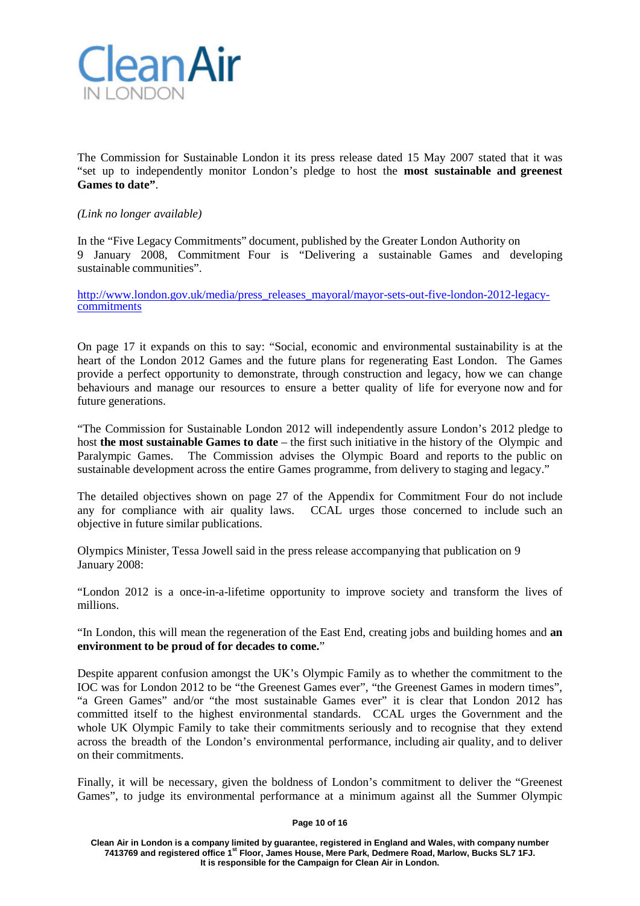The Commission for Sustainable London it its press release dated 15 May 2007 stated that it was "set up to independently monitor London's pledge to host the **most sustainable and greenest Games to date"**.

*(Link no longer available)*

In the "Five Legacy Commitments" document, published by the Greater London Authority on 9 January 2008, Commitment Four is "Delivering a sustainable Games and developing sustainable communities".

http://www.london.gov.uk/media/press_releases_mayoral/mayor-sets-out-five-london-2012-legacy-commitments

On page 17 it expands on this to say: "Social, economic and environmental sustainability is at the heart of the London 2012 Games and the future plans for regenerating East London. The Games provide a perfect opportunity to demonstrate, through construction and legacy, how we can change behaviours and manage our resources to ensure a better quality of life for everyone now and for future generations.

"The Commission for Sustainable London 2012 will independently assure London's 2012 pledge to host **the most sustainable Games to date** – the first such initiative in the history of the Olympic and Paralympic Games. The Commission advises the Olympic Board and reports to the public on sustainable development across the entire Games programme, from delivery to staging and legacy."

The detailed objectives shown on page 27 of the Appendix for Commitment Four do not include any for compliance with air quality laws. CCAL urges those concerned to include such an objective in future similar publications.

Olympics Minister, Tessa Jowell said in the press release accompanying that publication on 9 January 2008:

"London 2012 is a once-in-a-lifetime opportunity to improve society and transform the lives of millions.

"In London, this will mean the regeneration of the East End, creating jobs and building homes and **an environment to be proud of for decades to come.**"

Despite apparent confusion amongst the UK's Olympic Family as to whether the commitment to the IOC was for London 2012 to be "the Greenest Games ever", "the Greenest Games in modern times", "a Green Games" and/or "the most sustainable Games ever" it is clear that London 2012 has committed itself to the highest environmental standards. CCAL urges the Government and the whole UK Olympic Family to take their commitments seriously and to recognise that they extend across the breadth of the London's environmental performance, including air quality, and to deliver on their commitments.

Finally, it will be necessary, given the boldness of London's commitment to deliver the "Greenest Games", to judge its environmental performance at a minimum against all the Summer Olympic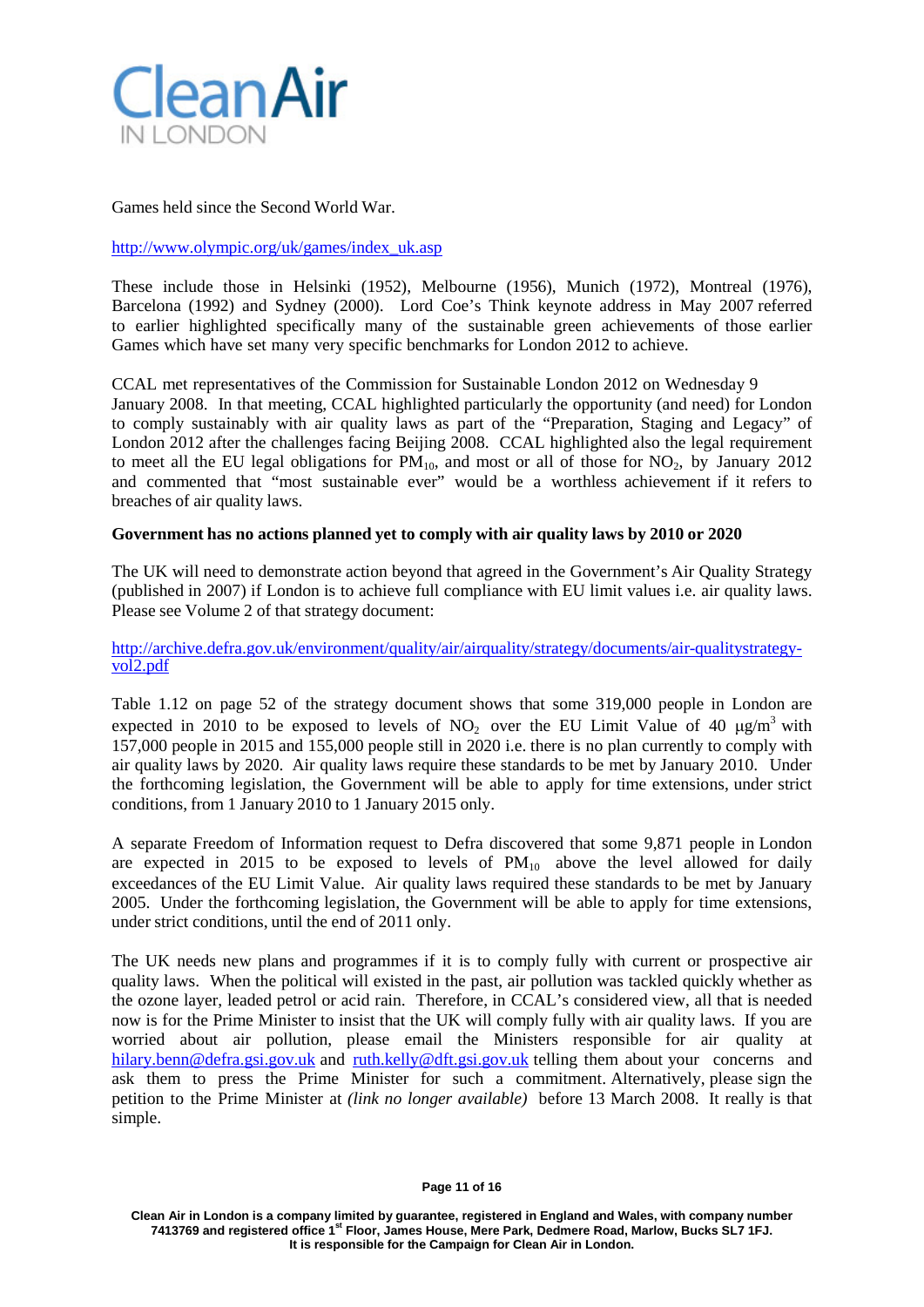Games held since the Second World War.

http://www.olympic.org/uk/games/index_uk.asp

These include those in Helsinki (1952), Melbourne (1956), Munich (1972), Montreal (1976), Barcelona (1992) and Sydney (2000). Lord Coe's Think keynote address in May 2007 referred to earlier highlighted specifically many of the sustainable green achievements of those earlier Games which have set many very specific benchmarks for London 2012 to achieve.

CCAL met representatives of the Commission for Sustainable London 2012 on Wednesday 9 January 2008. In that meeting, CCAL highlighted particularly the opportunity (and need) for London to comply sustainably with air quality laws as part of the "Preparation, Staging and Legacy" of London 2012 after the challenges facing Beijing 2008. CCAL highlighted also the legal requirement to meet all the EU legal obligations for $PM_{10}$, and most or all of those for $NO_2$, by January 2012 and commented that "most sustainable ever" would be a worthless achievement if it refers to breaches of air quality laws.

**Government has no actions planned yet to comply with air quality laws by 2010 or 2020**

The UK will need to demonstrate action beyond that agreed in the Government's Air Quality Strategy (published in 2007) if London is to achieve full compliance with EU limit values i.e. air quality laws. Please see Volume 2 of that strategy document:

http://archive.defra.gov.uk/environment/quality/air/airquality/strategy/documents/air-qualitystrategy-vol2.pdf

Table 1.12 on page 52 of the strategy document shows that some 319,000 people in London are expected in 2010 to be exposed to levels of $NO_2$ over the EU Limit Value of 40 $\mu g/m^3$ with 157,000 people in 2015 and 155,000 people still in 2020 i.e. there is no plan currently to comply with air quality laws by 2020. Air quality laws require these standards to be met by January 2010. Under the forthcoming legislation, the Government will be able to apply for time extensions, under strict conditions, from 1 January 2010 to 1 January 2015 only.

A separate Freedom of Information request to Defra discovered that some 9,871 people in London are expected in 2015 to be exposed to levels of $PM_{10}$ above the level allowed for daily exceedances of the EU Limit Value. Air quality laws required these standards to be met by January 2005. Under the forthcoming legislation, the Government will be able to apply for time extensions, under strict conditions, until the end of 2011 only.

The UK needs new plans and programmes if it is to comply fully with current or prospective air quality laws. When the political will existed in the past, air pollution was tackled quickly whether as the ozone layer, leaded petrol or acid rain. Therefore, in CCAL's considered view, all that is needed now is for the Prime Minister to insist that the UK will comply fully with air quality laws. If you are worried about air pollution, please email the Ministers responsible for air quality at hilary.benn@defra.gsi.gov.uk and ruth.kelly@dft.gsi.gov.uk telling them about your concerns and ask them to press the Prime Minister for such a commitment. Alternatively, please sign the petition to the Prime Minister at *(link no longer available)* before 13 March 2008. It really is that simple.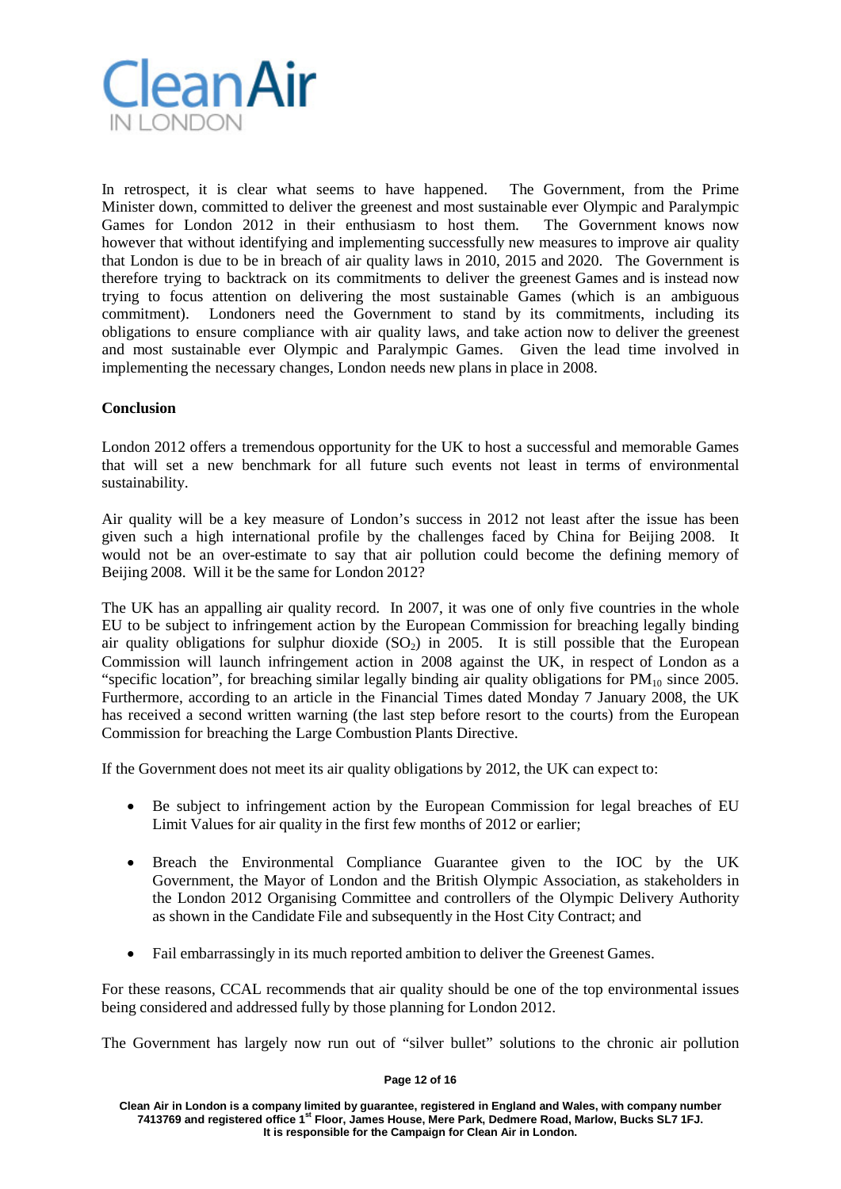In retrospect, it is clear what seems to have happened. The Government, from the Prime Minister down, committed to deliver the greenest and most sustainable ever Olympic and Paralympic Games for London 2012 in their enthusiasm to host them. The Government knows now however that without identifying and implementing successfully new measures to improve air quality that London is due to be in breach of air quality laws in 2010, 2015 and 2020. The Government is therefore trying to backtrack on its commitments to deliver the greenest Games and is instead now trying to focus attention on delivering the most sustainable Games (which is an ambiguous commitment). Londoners need the Government to stand by its commitments, including its obligations to ensure compliance with air quality laws, and take action now to deliver the greenest and most sustainable ever Olympic and Paralympic Games. Given the lead time involved in implementing the necessary changes, London needs new plans in place in 2008.

**Conclusion**

London 2012 offers a tremendous opportunity for the UK to host a successful and memorable Games that will set a new benchmark for all future such events not least in terms of environmental sustainability.

Air quality will be a key measure of London's success in 2012 not least after the issue has been given such a high international profile by the challenges faced by China for Beijing 2008. It would not be an over-estimate to say that air pollution could become the defining memory of Beijing 2008. Will it be the same for London 2012?

The UK has an appalling air quality record. In 2007, it was one of only five countries in the whole EU to be subject to infringement action by the European Commission for breaching legally binding air quality obligations for sulphur dioxide ($SO_2$) in 2005. It is still possible that the European Commission will launch infringement action in 2008 against the UK, in respect of London as a "specific location", for breaching similar legally binding air quality obligations for $PM_{10}$ since 2005. Furthermore, according to an article in the Financial Times dated Monday 7 January 2008, the UK has received a second written warning (the last step before resort to the courts) from the European Commission for breaching the Large Combustion Plants Directive.

If the Government does not meet its air quality obligations by 2012, the UK can expect to:

- Be subject to infringement action by the European Commission for legal breaches of EU Limit Values for air quality in the first few months of 2012 or earlier;

- Breach the Environmental Compliance Guarantee given to the IOC by the UK Government, the Mayor of London and the British Olympic Association, as stakeholders in the London 2012 Organising Committee and controllers of the Olympic Delivery Authority as shown in the Candidate File and subsequently in the Host City Contract; and

- Fail embarrassingly in its much reported ambition to deliver the Greenest Games.

For these reasons, CCAL recommends that air quality should be one of the top environmental issues being considered and addressed fully by those planning for London 2012.

The Government has largely now run out of "silver bullet" solutions to the chronic air pollution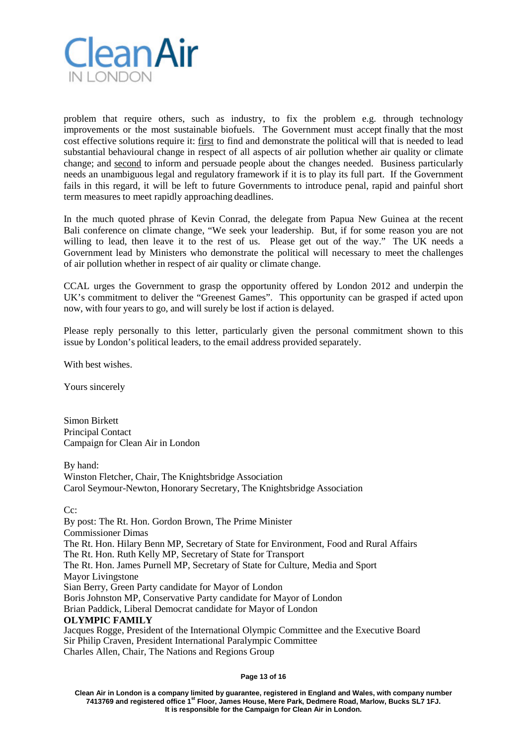problem that require others, such as industry, to fix the problem e.g. through technology improvements or the most sustainable biofuels. The Government must accept finally that the most cost effective solutions require it: first to find and demonstrate the political will that is needed to lead substantial behavioural change in respect of all aspects of air pollution whether air quality or climate change; and second to inform and persuade people about the changes needed. Business particularly needs an unambiguous legal and regulatory framework if it is to play its full part. If the Government fails in this regard, it will be left to future Governments to introduce penal, rapid and painful short term measures to meet rapidly approaching deadlines.

In the much quoted phrase of Kevin Conrad, the delegate from Papua New Guinea at the recent Bali conference on climate change, "We seek your leadership. But, if for some reason you are not willing to lead, then leave it to the rest of us. Please get out of the way." The UK needs a Government lead by Ministers who demonstrate the political will necessary to meet the challenges of air pollution whether in respect of air quality or climate change.

CCAL urges the Government to grasp the opportunity offered by London 2012 and underpin the UK's commitment to deliver the "Greenest Games". This opportunity can be grasped if acted upon now, with four years to go, and will surely be lost if action is delayed.

Please reply personally to this letter, particularly given the personal commitment shown to this issue by London's political leaders, to the email address provided separately.

With best wishes.

Yours sincerely

Simon Birkett
Principal Contact
Campaign for Clean Air in London

By hand:
Winston Fletcher, Chair, The Knightsbridge Association
Carol Seymour-Newton, Honorary Secretary, The Knightsbridge Association

Cc:
By post: The Rt. Hon. Gordon Brown, The Prime Minister
Commissioner Dimas
The Rt. Hon. Hilary Benn MP, Secretary of State for Environment, Food and Rural Affairs
The Rt. Hon. Ruth Kelly MP, Secretary of State for Transport
The Rt. Hon. James Purnell MP, Secretary of State for Culture, Media and Sport
Mayor Livingstone
Sian Berry, Green Party candidate for Mayor of London
Boris Johnston MP, Conservative Party candidate for Mayor of London
Brian Paddick, Liberal Democrat candidate for Mayor of London
**OLYMPIC FAMILY**
Jacques Rogge, President of the International Olympic Committee and the Executive Board
Sir Philip Craven, President International Paralympic Committee
Charles Allen, Chair, The Nations and Regions Group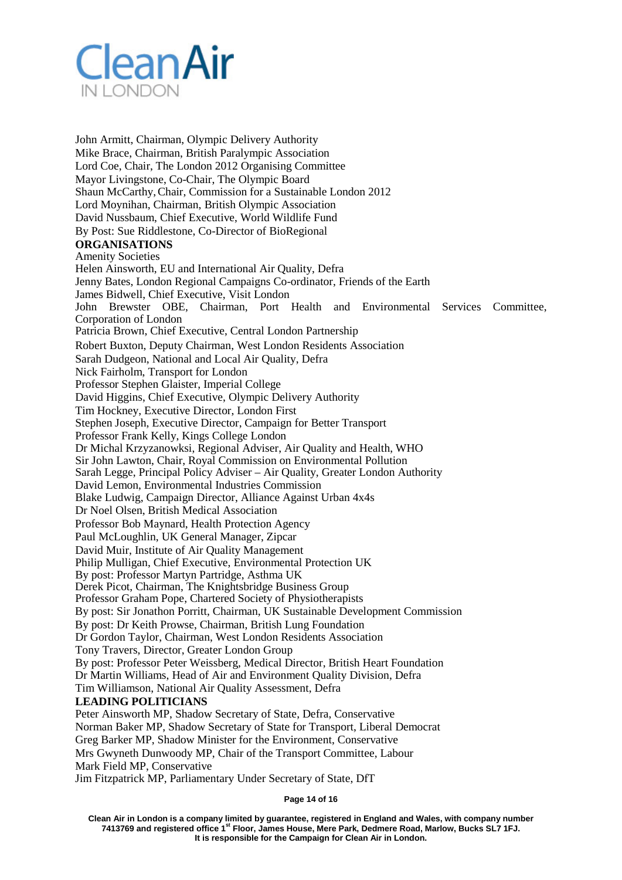John Armitt, Chairman, Olympic Delivery Authority
Mike Brace, Chairman, British Paralympic Association
Lord Coe, Chair, The London 2012 Organising Committee
Mayor Livingstone, Co-Chair, The Olympic Board
Shaun McCarthy, Chair, Commission for a Sustainable London 2012
Lord Moynihan, Chairman, British Olympic Association
David Nussbaum, Chief Executive, World Wildlife Fund
By Post: Sue Riddlestone, Co-Director of BioRegional

**ORGANISATIONS**

Amenity Societies
Helen Ainsworth, EU and International Air Quality, Defra
Jenny Bates, London Regional Campaigns Co-ordinator, Friends of the Earth
James Bidwell, Chief Executive, Visit London
John Brewster OBE, Chairman, Port Health and Environmental Services Committee, Corporation of London
Patricia Brown, Chief Executive, Central London Partnership
Robert Buxton, Deputy Chairman, West London Residents Association
Sarah Dudgeon, National and Local Air Quality, Defra
Nick Fairholm, Transport for London
Professor Stephen Glaister, Imperial College
David Higgins, Chief Executive, Olympic Delivery Authority
Tim Hockney, Executive Director, London First
Stephen Joseph, Executive Director, Campaign for Better Transport
Professor Frank Kelly, Kings College London
Dr Michal Krzyzanowksi, Regional Adviser, Air Quality and Health, WHO
Sir John Lawton, Chair, Royal Commission on Environmental Pollution
Sarah Legge, Principal Policy Adviser – Air Quality, Greater London Authority
David Lemon, Environmental Industries Commission
Blake Ludwig, Campaign Director, Alliance Against Urban 4x4s
Dr Noel Olsen, British Medical Association
Professor Bob Maynard, Health Protection Agency
Paul McLoughlin, UK General Manager, Zipcar
David Muir, Institute of Air Quality Management
Philip Mulligan, Chief Executive, Environmental Protection UK
By post: Professor Martyn Partridge, Asthma UK
Derek Picot, Chairman, The Knightsbridge Business Group
Professor Graham Pope, Chartered Society of Physiotherapists
By post: Sir Jonathon Porritt, Chairman, UK Sustainable Development Commission
By post: Dr Keith Prowse, Chairman, British Lung Foundation
Dr Gordon Taylor, Chairman, West London Residents Association
Tony Travers, Director, Greater London Group
By post: Professor Peter Weissberg, Medical Director, British Heart Foundation
Dr Martin Williams, Head of Air and Environment Quality Division, Defra
Tim Williamson, National Air Quality Assessment, Defra

**LEADING POLITICIANS**

Peter Ainsworth MP, Shadow Secretary of State, Defra, Conservative
Norman Baker MP, Shadow Secretary of State for Transport, Liberal Democrat
Greg Barker MP, Shadow Minister for the Environment, Conservative
Mrs Gwyneth Dunwoody MP, Chair of the Transport Committee, Labour
Mark Field MP, Conservative
Jim Fitzpatrick MP, Parliamentary Under Secretary of State, DfT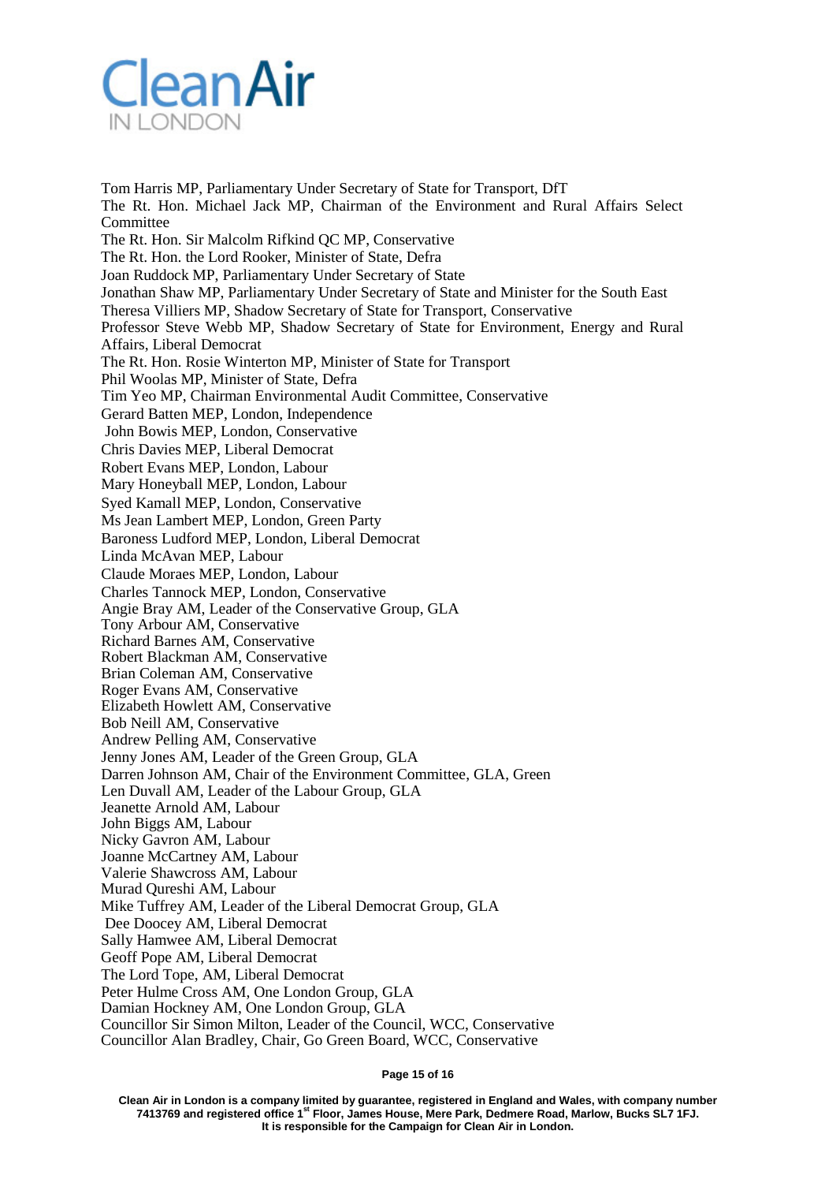Tom Harris MP, Parliamentary Under Secretary of State for Transport, DfT
The Rt. Hon. Michael Jack MP, Chairman of the Environment and Rural Affairs Select Committee
The Rt. Hon. Sir Malcolm Rifkind QC MP, Conservative
The Rt. Hon. the Lord Rooker, Minister of State, Defra
Joan Ruddock MP, Parliamentary Under Secretary of State
Jonathan Shaw MP, Parliamentary Under Secretary of State and Minister for the South East
Theresa Villiers MP, Shadow Secretary of State for Transport, Conservative
Professor Steve Webb MP, Shadow Secretary of State for Environment, Energy and Rural Affairs, Liberal Democrat
The Rt. Hon. Rosie Winterton MP, Minister of State for Transport
Phil Woolas MP, Minister of State, Defra
Tim Yeo MP, Chairman Environmental Audit Committee, Conservative
Gerard Batten MEP, London, Independence
John Bowis MEP, London, Conservative
Chris Davies MEP, Liberal Democrat
Robert Evans MEP, London, Labour
Mary Honeyball MEP, London, Labour
Syed Kamall MEP, London, Conservative
Ms Jean Lambert MEP, London, Green Party
Baroness Ludford MEP, London, Liberal Democrat
Linda McAvan MEP, Labour
Claude Moraes MEP, London, Labour
Charles Tannock MEP, London, Conservative
Angie Bray AM, Leader of the Conservative Group, GLA
Tony Arbour AM, Conservative
Richard Barnes AM, Conservative
Robert Blackman AM, Conservative
Brian Coleman AM, Conservative
Roger Evans AM, Conservative
Elizabeth Howlett AM, Conservative
Bob Neill AM, Conservative
Andrew Pelling AM, Conservative
Jenny Jones AM, Leader of the Green Group, GLA
Darren Johnson AM, Chair of the Environment Committee, GLA, Green
Len Duvall AM, Leader of the Labour Group, GLA
Jeanette Arnold AM, Labour
John Biggs AM, Labour
Nicky Gavron AM, Labour
Joanne McCartney AM, Labour
Valerie Shawcross AM, Labour
Murad Qureshi AM, Labour
Mike Tuffrey AM, Leader of the Liberal Democrat Group, GLA
Dee Doocey AM, Liberal Democrat
Sally Hamwee AM, Liberal Democrat
Geoff Pope AM, Liberal Democrat
The Lord Tope, AM, Liberal Democrat
Peter Hulme Cross AM, One London Group, GLA
Damian Hockney AM, One London Group, GLA
Councillor Sir Simon Milton, Leader of the Council, WCC, Conservative
Councillor Alan Bradley, Chair, Go Green Board, WCC, Conservative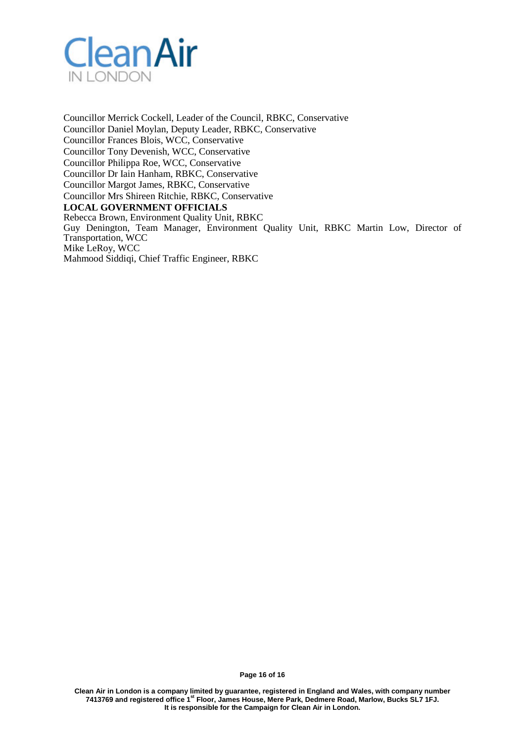Councillor Merrick Cockell, Leader of the Council, RBKC, Conservative
Councillor Daniel Moylan, Deputy Leader, RBKC, Conservative
Councillor Frances Blois, WCC, Conservative
Councillor Tony Devenish, WCC, Conservative
Councillor Philippa Roe, WCC, Conservative
Councillor Dr Iain Hanham, RBKC, Conservative
Councillor Margot James, RBKC, Conservative
Councillor Mrs Shireen Ritchie, RBKC, Conservative

**LOCAL GOVERNMENT OFFICIALS**

Rebecca Brown, Environment Quality Unit, RBKC
Guy Denington, Team Manager, Environment Quality Unit, RBKC Martin Low, Director of Transportation, WCC
Mike LeRoy, WCC
Mahmood Siddiqi, Chief Traffic Engineer, RBKC

Clean Air in London is a company limited by guarantee, registered in England and Wales, with company number 7413769 and registered office 1st Floor, James House, Mere Park, Dedmere Road, Marlow, Bucks SL7 1FJ. It is responsible for the Campaign for Clean Air in London.